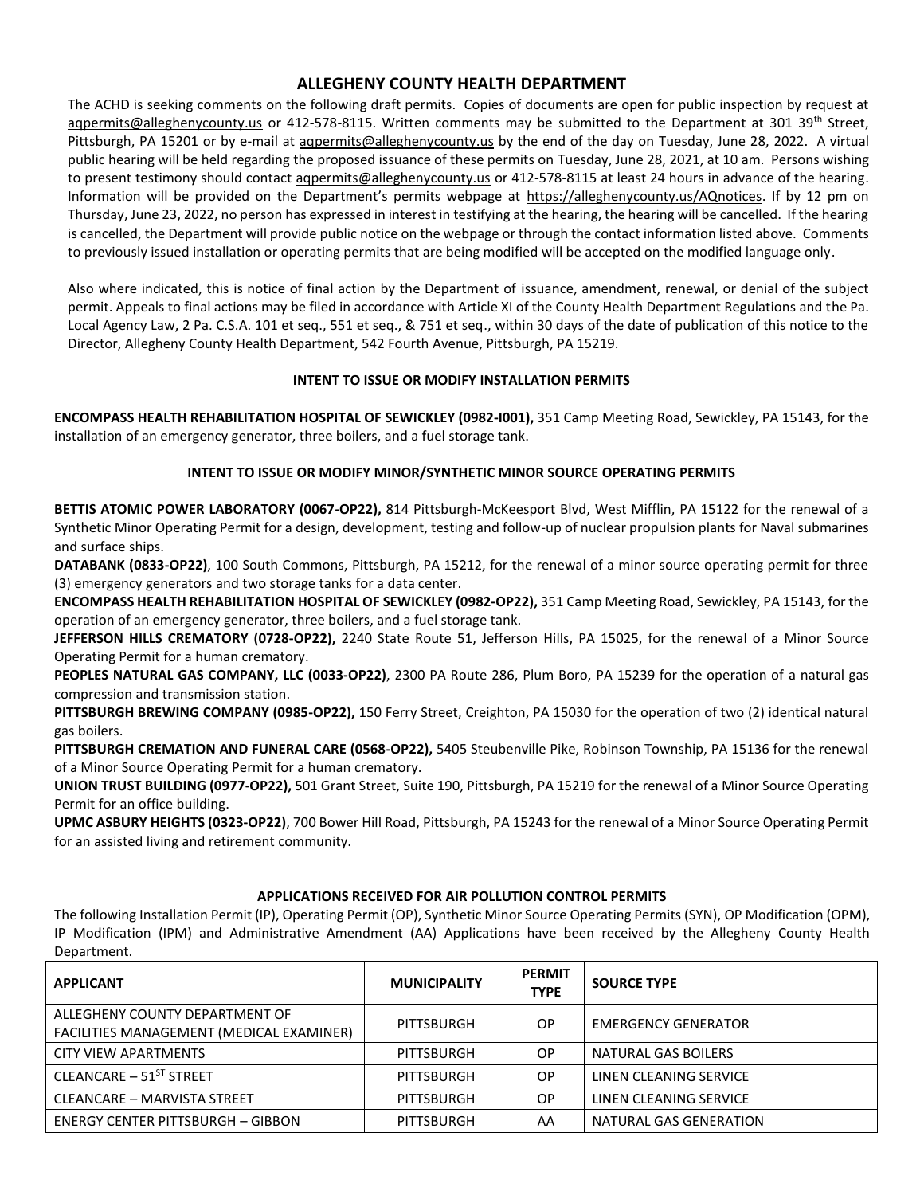## ALLEGHENY COUNTY HEALTH DEPARTMENT

The ACHD is seeking comments on the following draft permits. Copies of documents are open for public inspection by request at aqpermits@alleghenycounty.us or 412-578-8115. Written comments may be submitted to the Department at 301 39th Street, Pittsburgh, PA 15201 or by e-mail at aqpermits@alleghenycounty.us by the end of the day on Tuesday, June 28, 2022. A virtual public hearing will be held regarding the proposed issuance of these permits on Tuesday, June 28, 2021, at 10 am. Persons wishing to present testimony should contact aqpermits@alleghenycounty.us or 412-578-8115 at least 24 hours in advance of the hearing. Information will be provided on the Department's permits webpage at https://alleghenycounty.us/AQnotices. If by 12 pm on Thursday, June 23, 2022, no person has expressed in interest in testifying at the hearing, the hearing will be cancelled. If the hearing is cancelled, the Department will provide public notice on the webpage or through the contact information listed above. Comments to previously issued installation or operating permits that are being modified will be accepted on the modified language only.

Also where indicated, this is notice of final action by the Department of issuance, amendment, renewal, or denial of the subject permit. Appeals to final actions may be filed in accordance with Article XI of the County Health Department Regulations and the Pa. Local Agency Law, 2 Pa. C.S.A. 101 et seq., 551 et seq., & 751 et seq., within 30 days of the date of publication of this notice to the Director, Allegheny County Health Department, 542 Fourth Avenue, Pittsburgh, PA 15219.

### INTENT TO ISSUE OR MODIFY INSTALLATION PERMITS

**ENCOMPASS HEALTH REHABILITATION HOSPITAL OF SEWICKLEY (0982-I001),** 351 Camp Meeting Road, Sewickley, PA 15143, for the installation of an emergency generator, three boilers, and a fuel storage tank.

### INTENT TO ISSUE OR MODIFY MINOR/SYNTHETIC MINOR SOURCE OPERATING PERMITS

**BETTIS ATOMIC POWER LABORATORY (0067-OP22),** 814 Pittsburgh-McKeesport Blvd, West Mifflin, PA 15122 for the renewal of a Synthetic Minor Operating Permit for a design, development, testing and follow-up of nuclear propulsion plants for Naval submarines and surface ships.

**DATABANK (0833-OP22)**, 100 South Commons, Pittsburgh, PA 15212, for the renewal of a minor source operating permit for three (3) emergency generators and two storage tanks for a data center.

**ENCOMPASS HEALTH REHABILITATION HOSPITAL OF SEWICKLEY (0982-OP22),** 351 Camp Meeting Road, Sewickley, PA 15143, for the operation of an emergency generator, three boilers, and a fuel storage tank.

**JEFFERSON HILLS CREMATORY (0728-OP22),** 2240 State Route 51, Jefferson Hills, PA 15025, for the renewal of a Minor Source Operating Permit for a human crematory.

**PEOPLES NATURAL GAS COMPANY, LLC (0033-OP22)**, 2300 PA Route 286, Plum Boro, PA 15239 for the operation of a natural gas compression and transmission station.

**PITTSBURGH BREWING COMPANY (0985-OP22),** 150 Ferry Street, Creighton, PA 15030 for the operation of two (2) identical natural gas boilers.

**PITTSBURGH CREMATION AND FUNERAL CARE (0568-OP22),** 5405 Steubenville Pike, Robinson Township, PA 15136 for the renewal of a Minor Source Operating Permit for a human crematory.

**UNION TRUST BUILDING (0977-OP22),** 501 Grant Street, Suite 190, Pittsburgh, PA 15219 for the renewal of a Minor Source Operating Permit for an office building.

**UPMC ASBURY HEIGHTS (0323-OP22)**, 700 Bower Hill Road, Pittsburgh, PA 15243 for the renewal of a Minor Source Operating Permit for an assisted living and retirement community.

### APPLICATIONS RECEIVED FOR AIR POLLUTION CONTROL PERMITS

The following Installation Permit (IP), Operating Permit (OP), Synthetic Minor Source Operating Permits (SYN), OP Modification (OPM), IP Modification (IPM) and Administrative Amendment (AA) Applications have been received by the Allegheny County Health Department.

| APPLICANT | MUNICIPALITY | PERMIT TYPE | SOURCE TYPE |
|---|---|---|---|
| ALLEGHENY COUNTY DEPARTMENT OF FACILITIES MANAGEMENT (MEDICAL EXAMINER) | PITTSBURGH | OP | EMERGENCY GENERATOR |
| CITY VIEW APARTMENTS | PITTSBURGH | OP | NATURAL GAS BOILERS |
| CLEANCARE – 51ST STREET | PITTSBURGH | OP | LINEN CLEANING SERVICE |
| CLEANCARE – MARVISTA STREET | PITTSBURGH | OP | LINEN CLEANING SERVICE |
| ENERGY CENTER PITTSBURGH – GIBBON | PITTSBURGH | AA | NATURAL GAS GENERATION |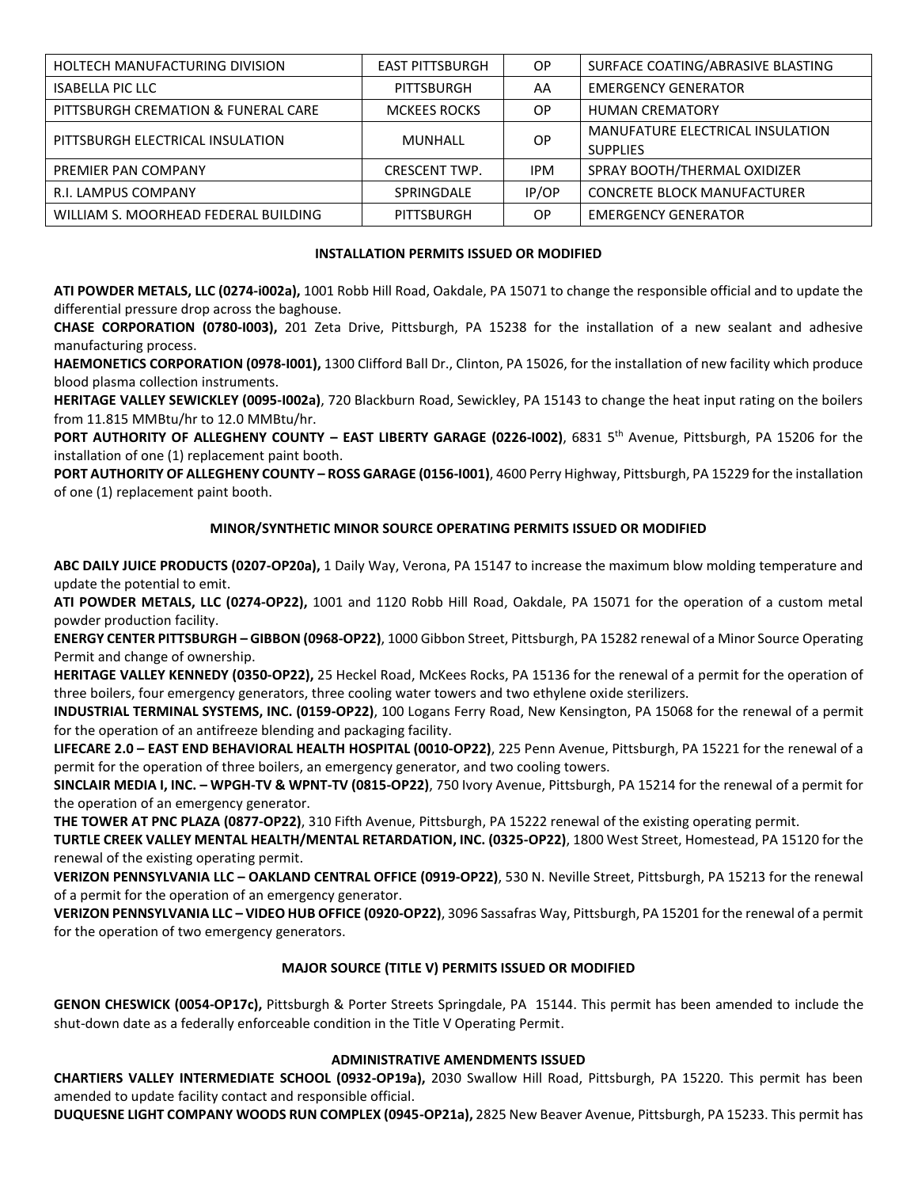| | | | |
|---|---|---|---|
| HOLTECH MANUFACTURING DIVISION | EAST PITTSBURGH | OP | SURFACE COATING/ABRASIVE BLASTING |
| ISABELLA PIC LLC | PITTSBURGH | AA | EMERGENCY GENERATOR |
| PITTSBURGH CREMATION & FUNERAL CARE | MCKEES ROCKS | OP | HUMAN CREMATORY |
| PITTSBURGH ELECTRICAL INSULATION | MUNHALL | OP | MANUFATURE ELECTRICAL INSULATION SUPPLIES |
| PREMIER PAN COMPANY | CRESCENT TWP. | IPM | SPRAY BOOTH/THERMAL OXIDIZER |
| R.I. LAMPUS COMPANY | SPRINGDALE | IP/OP | CONCRETE BLOCK MANUFACTURER |
| WILLIAM S. MOORHEAD FEDERAL BUILDING | PITTSBURGH | OP | EMERGENCY GENERATOR |

## INSTALLATION PERMITS ISSUED OR MODIFIED

**ATI POWDER METALS, LLC (0274-i002a),** 1001 Robb Hill Road, Oakdale, PA 15071 to change the responsible official and to update the differential pressure drop across the baghouse.

**CHASE CORPORATION (0780-I003),** 201 Zeta Drive, Pittsburgh, PA 15238 for the installation of a new sealant and adhesive manufacturing process.

**HAEMONETICS CORPORATION (0978-I001),** 1300 Clifford Ball Dr., Clinton, PA 15026, for the installation of new facility which produce blood plasma collection instruments.

**HERITAGE VALLEY SEWICKLEY (0095-I002a)**, 720 Blackburn Road, Sewickley, PA 15143 to change the heat input rating on the boilers from 11.815 MMBtu/hr to 12.0 MMBtu/hr.

**PORT AUTHORITY OF ALLEGHENY COUNTY – EAST LIBERTY GARAGE (0226-I002)**, 6831 5th Avenue, Pittsburgh, PA 15206 for the installation of one (1) replacement paint booth.

**PORT AUTHORITY OF ALLEGHENY COUNTY – ROSS GARAGE (0156-I001)**, 4600 Perry Highway, Pittsburgh, PA 15229 for the installation of one (1) replacement paint booth.

## MINOR/SYNTHETIC MINOR SOURCE OPERATING PERMITS ISSUED OR MODIFIED

**ABC DAILY JUICE PRODUCTS (0207-OP20a),** 1 Daily Way, Verona, PA 15147 to increase the maximum blow molding temperature and update the potential to emit.

**ATI POWDER METALS, LLC (0274-OP22),** 1001 and 1120 Robb Hill Road, Oakdale, PA 15071 for the operation of a custom metal powder production facility.

**ENERGY CENTER PITTSBURGH – GIBBON (0968-OP22)**, 1000 Gibbon Street, Pittsburgh, PA 15282 renewal of a Minor Source Operating Permit and change of ownership.

**HERITAGE VALLEY KENNEDY (0350-OP22),** 25 Heckel Road, McKees Rocks, PA 15136 for the renewal of a permit for the operation of three boilers, four emergency generators, three cooling water towers and two ethylene oxide sterilizers.

**INDUSTRIAL TERMINAL SYSTEMS, INC. (0159-OP22)**, 100 Logans Ferry Road, New Kensington, PA 15068 for the renewal of a permit for the operation of an antifreeze blending and packaging facility.

**LIFECARE 2.0 – EAST END BEHAVIORAL HEALTH HOSPITAL (0010-OP22)**, 225 Penn Avenue, Pittsburgh, PA 15221 for the renewal of a permit for the operation of three boilers, an emergency generator, and two cooling towers.

**SINCLAIR MEDIA I, INC. – WPGH-TV & WPNT-TV (0815-OP22)**, 750 Ivory Avenue, Pittsburgh, PA 15214 for the renewal of a permit for the operation of an emergency generator.

**THE TOWER AT PNC PLAZA (0877-OP22)**, 310 Fifth Avenue, Pittsburgh, PA 15222 renewal of the existing operating permit.

**TURTLE CREEK VALLEY MENTAL HEALTH/MENTAL RETARDATION, INC. (0325-OP22)**, 1800 West Street, Homestead, PA 15120 for the renewal of the existing operating permit.

**VERIZON PENNSYLVANIA LLC – OAKLAND CENTRAL OFFICE (0919-OP22)**, 530 N. Neville Street, Pittsburgh, PA 15213 for the renewal of a permit for the operation of an emergency generator.

**VERIZON PENNSYLVANIA LLC – VIDEO HUB OFFICE (0920-OP22)**, 3096 Sassafras Way, Pittsburgh, PA 15201 for the renewal of a permit for the operation of two emergency generators.

## MAJOR SOURCE (TITLE V) PERMITS ISSUED OR MODIFIED

**GENON CHESWICK (0054-OP17c),** Pittsburgh & Porter Streets Springdale, PA 15144. This permit has been amended to include the shut-down date as a federally enforceable condition in the Title V Operating Permit.

## ADMINISTRATIVE AMENDMENTS ISSUED

**CHARTIERS VALLEY INTERMEDIATE SCHOOL (0932-OP19a),** 2030 Swallow Hill Road, Pittsburgh, PA 15220. This permit has been amended to update facility contact and responsible official.

**DUQUESNE LIGHT COMPANY WOODS RUN COMPLEX (0945-OP21a),** 2825 New Beaver Avenue, Pittsburgh, PA 15233. This permit has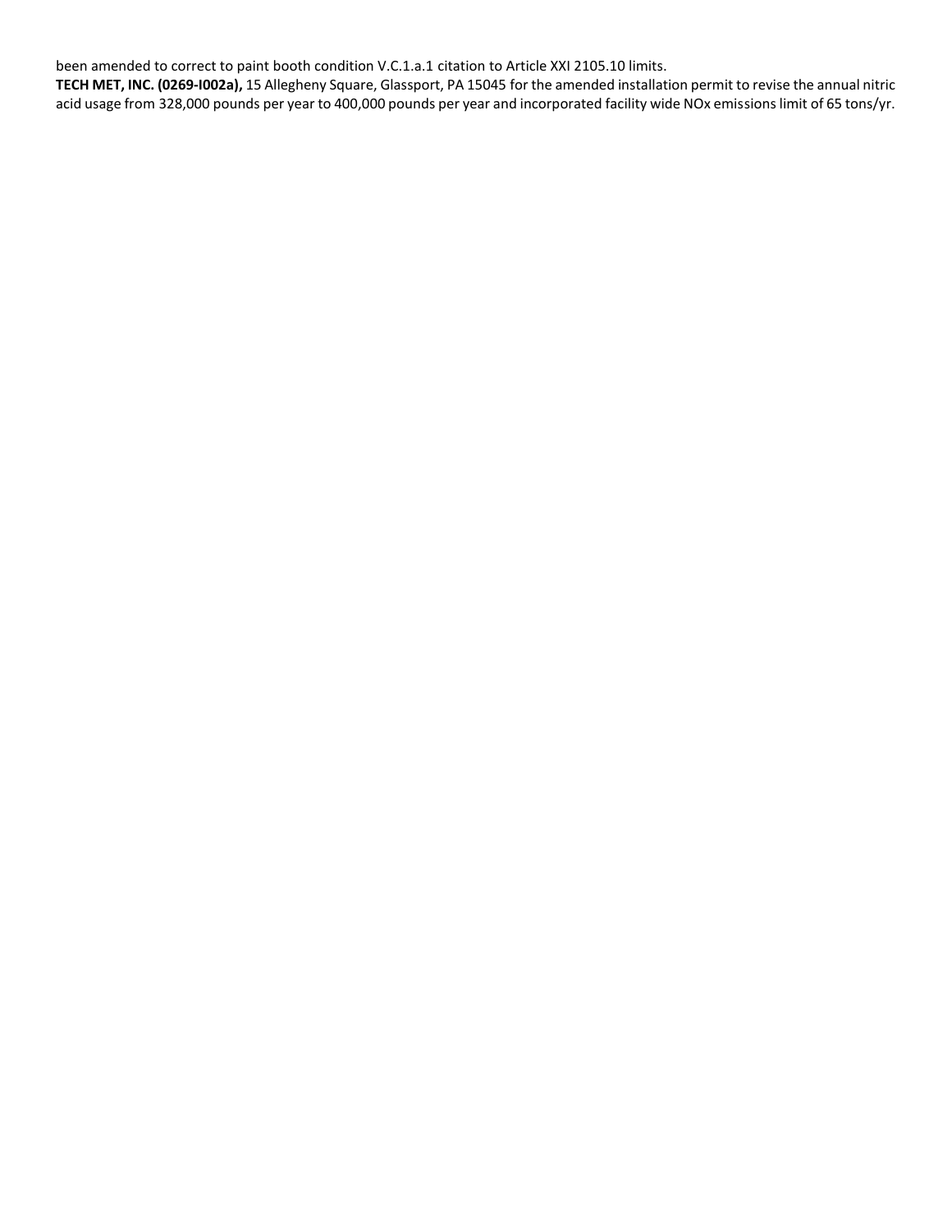been amended to correct to paint booth condition V.C.1.a.1 citation to Article XXI 2105.10 limits.

**TECH MET, INC. (0269-I002a),** 15 Allegheny Square, Glassport, PA 15045 for the amended installation permit to revise the annual nitric acid usage from 328,000 pounds per year to 400,000 pounds per year and incorporated facility wide NOx emissions limit of 65 tons/yr.